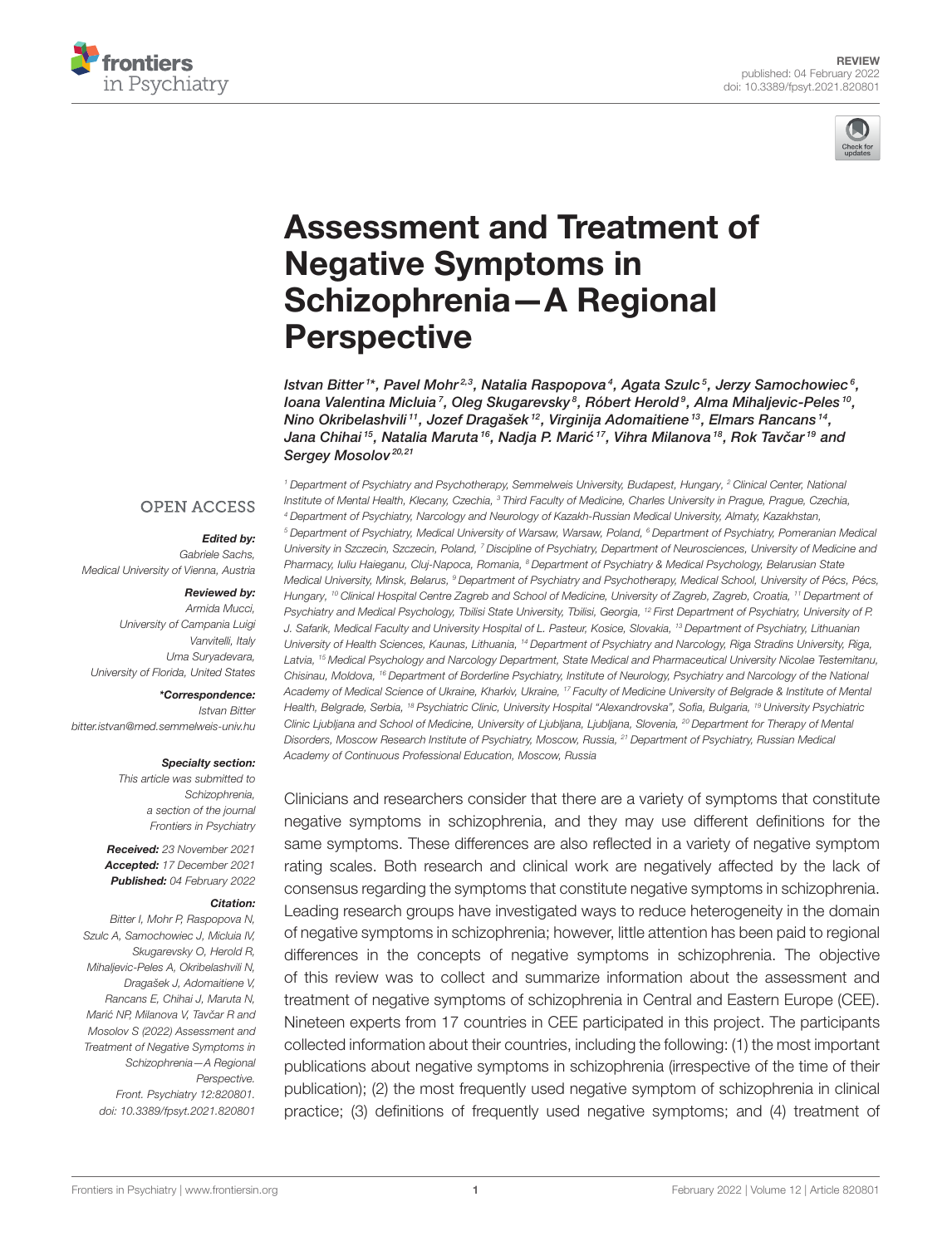REVIEW
published: 04 February 2022
doi: 10.3389/fpsyt.2021.820801

# Assessment and Treatment of Negative Symptoms in Schizophrenia—A Regional Perspective

Istvan Bitter[1]*, Pavel Mohr[2,3], Natalia Raspopova[4], Agata Szulc[5], Jerzy Samochowiec[6], Ioana Valentina Micluia[7], Oleg Skugarevsky[8], Róbert Herold[9], Alma Mihaljevic-Peles[10], Nino Okribelashvili[11], Jozef Dragašek[12], Virginija Adomaitiene[13], Elmars Rancans[14], Jana Chihai[15], Natalia Maruta[16], Nadja P. Marić[17], Vihra Milanova[18], Rok Tavčar[19] and Sergey Mosolov[20,21]

[1] Department of Psychiatry and Psychotherapy, Semmelweis University, Budapest, Hungary, [2] Clinical Center, National Institute of Mental Health, Klecany, Czechia, [3] Third Faculty of Medicine, Charles University in Prague, Prague, Czechia, [4] Department of Psychiatry, Narcology and Neurology of Kazakh-Russian Medical University, Almaty, Kazakhstan, [5] Department of Psychiatry, Medical University of Warsaw, Warsaw, Poland, [6] Department of Psychiatry, Pomeranian Medical University in Szczecin, Szczecin, Poland, [7] Discipline of Psychiatry, Department of Neurosciences, University of Medicine and Pharmacy, Iuliu Haieganu, Cluj-Napoca, Romania, [8] Department of Psychiatry & Medical Psychology, Belarusian State Medical University, Minsk, Belarus, [9] Department of Psychiatry and Psychotherapy, Medical School, University of Pécs, Pécs, Hungary, [10] Clinical Hospital Centre Zagreb and School of Medicine, University of Zagreb, Zagreb, Croatia, [11] Department of Psychiatry and Medical Psychology, Tbilisi State University, Tbilisi, Georgia, [12] First Department of Psychiatry, University of P. J. Safarik, Medical Faculty and University Hospital of L. Pasteur, Kosice, Slovakia, [13] Department of Psychiatry, Lithuanian University of Health Sciences, Kaunas, Lithuania, [14] Department of Psychiatry and Narcology, Riga Stradins University, Riga, Latvia, [15] Medical Psychology and Narcology Department, State Medical and Pharmaceutical University Nicolae Testemitanu, Chisinau, Moldova, [16] Department of Borderline Psychiatry, Institute of Neurology, Psychiatry and Narcology of the National Academy of Medical Science of Ukraine, Kharkiv, Ukraine, [17] Faculty of Medicine University of Belgrade & Institute of Mental Health, Belgrade, Serbia, [18] Psychiatric Clinic, University Hospital "Alexandrovska", Sofia, Bulgaria, [19] University Psychiatric Clinic Ljubljana and School of Medicine, University of Ljubljana, Ljubljana, Slovenia, [20] Department for Therapy of Mental Disorders, Moscow Research Institute of Psychiatry, Moscow, Russia, [21] Department of Psychiatry, Russian Medical Academy of Continuous Professional Education, Moscow, Russia

OPEN ACCESS

*Edited by:*
Gabriele Sachs,
Medical University of Vienna, Austria

*Reviewed by:*
Armida Mucci,
University of Campania Luigi Vanvitelli, Italy
Uma Suryadevara,
University of Florida, United States

***Correspondence:**
Istvan Bitter
bitter.istvan@med.semmelweis-univ.hu

*Specialty section:*
This article was submitted to Schizophrenia, a section of the journal Frontiers in Psychiatry

**Received:** 23 November 2021
**Accepted:** 17 December 2021
**Published:** 04 February 2022

*Citation:*
Bitter I, Mohr P, Raspopova N, Szulc A, Samochowiec J, Micluia IV, Skugarevsky O, Herold R, Mihaljevic-Peles A, Okribelashvili N, Dragašek J, Adomaitiene V, Rancans E, Chihai J, Maruta N, Marić NP, Milanova V, Tavčar R and Mosolov S (2022) Assessment and Treatment of Negative Symptoms in Schizophrenia—A Regional Perspective. Front. Psychiatry 12:820801. doi: 10.3389/fpsyt.2021.820801

Clinicians and researchers consider that there are a variety of symptoms that constitute negative symptoms in schizophrenia, and they may use different definitions for the same symptoms. These differences are also reflected in a variety of negative symptom rating scales. Both research and clinical work are negatively affected by the lack of consensus regarding the symptoms that constitute negative symptoms in schizophrenia. Leading research groups have investigated ways to reduce heterogeneity in the domain of negative symptoms in schizophrenia; however, little attention has been paid to regional differences in the concepts of negative symptoms in schizophrenia. The objective of this review was to collect and summarize information about the assessment and treatment of negative symptoms of schizophrenia in Central and Eastern Europe (CEE). Nineteen experts from 17 countries in CEE participated in this project. The participants collected information about their countries, including the following: (1) the most important publications about negative symptoms in schizophrenia (irrespective of the time of their publication); (2) the most frequently used negative symptom of schizophrenia in clinical practice; (3) definitions of frequently used negative symptoms; and (4) treatment of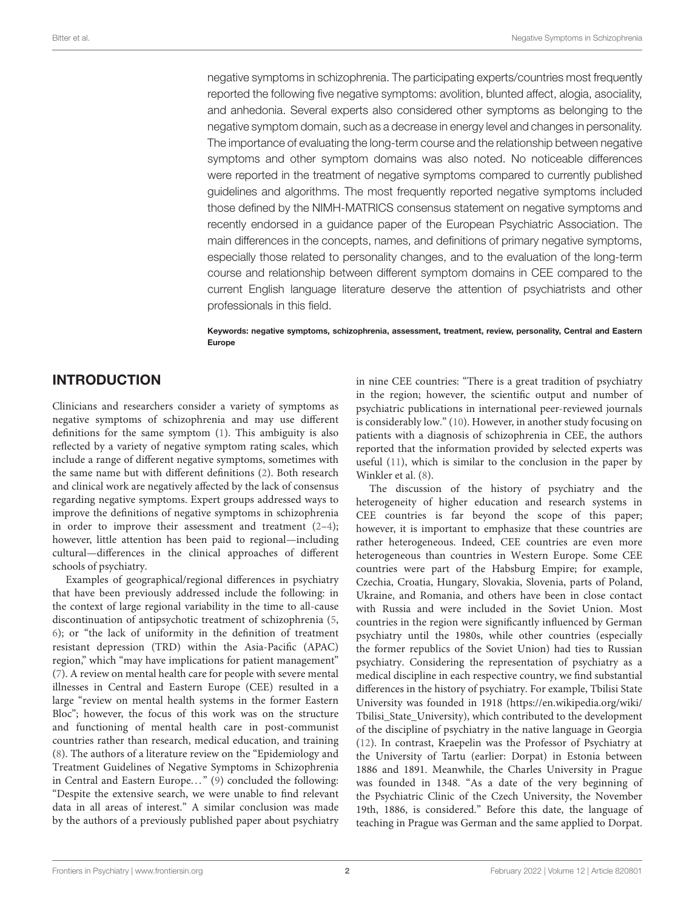negative symptoms in schizophrenia. The participating experts/countries most frequently reported the following five negative symptoms: avolition, blunted affect, alogia, asociality, and anhedonia. Several experts also considered other symptoms as belonging to the negative symptom domain, such as a decrease in energy level and changes in personality. The importance of evaluating the long-term course and the relationship between negative symptoms and other symptom domains was also noted. No noticeable differences were reported in the treatment of negative symptoms compared to currently published guidelines and algorithms. The most frequently reported negative symptoms included those defined by the NIMH-MATRICS consensus statement on negative symptoms and recently endorsed in a guidance paper of the European Psychiatric Association. The main differences in the concepts, names, and definitions of primary negative symptoms, especially those related to personality changes, and to the evaluation of the long-term course and relationship between different symptom domains in CEE compared to the current English language literature deserve the attention of psychiatrists and other professionals in this field.

**Keywords: negative symptoms, schizophrenia, assessment, treatment, review, personality, Central and Eastern Europe**

## INTRODUCTION

Clinicians and researchers consider a variety of symptoms as negative symptoms of schizophrenia and may use different definitions for the same symptom (1). This ambiguity is also reflected by a variety of negative symptom rating scales, which include a range of different negative symptoms, sometimes with the same name but with different definitions (2). Both research and clinical work are negatively affected by the lack of consensus regarding negative symptoms. Expert groups addressed ways to improve the definitions of negative symptoms in schizophrenia in order to improve their assessment and treatment (2–4); however, little attention has been paid to regional—including cultural—differences in the clinical approaches of different schools of psychiatry.

Examples of geographical/regional differences in psychiatry that have been previously addressed include the following: in the context of large regional variability in the time to all-cause discontinuation of antipsychotic treatment of schizophrenia (5, 6); or "the lack of uniformity in the definition of treatment resistant depression (TRD) within the Asia-Pacific (APAC) region," which "may have implications for patient management" (7). A review on mental health care for people with severe mental illnesses in Central and Eastern Europe (CEE) resulted in a large "review on mental health systems in the former Eastern Bloc"; however, the focus of this work was on the structure and functioning of mental health care in post-communist countries rather than research, medical education, and training (8). The authors of a literature review on the "Epidemiology and Treatment Guidelines of Negative Symptoms in Schizophrenia in Central and Eastern Europe…" (9) concluded the following: "Despite the extensive search, we were unable to find relevant data in all areas of interest." A similar conclusion was made by the authors of a previously published paper about psychiatry in nine CEE countries: "There is a great tradition of psychiatry in the region; however, the scientific output and number of psychiatric publications in international peer-reviewed journals is considerably low." (10). However, in another study focusing on patients with a diagnosis of schizophrenia in CEE, the authors reported that the information provided by selected experts was useful (11), which is similar to the conclusion in the paper by Winkler et al. (8).

The discussion of the history of psychiatry and the heterogeneity of higher education and research systems in CEE countries is far beyond the scope of this paper; however, it is important to emphasize that these countries are rather heterogeneous. Indeed, CEE countries are even more heterogeneous than countries in Western Europe. Some CEE countries were part of the Habsburg Empire; for example, Czechia, Croatia, Hungary, Slovakia, Slovenia, parts of Poland, Ukraine, and Romania, and others have been in close contact with Russia and were included in the Soviet Union. Most countries in the region were significantly influenced by German psychiatry until the 1980s, while other countries (especially the former republics of the Soviet Union) had ties to Russian psychiatry. Considering the representation of psychiatry as a medical discipline in each respective country, we find substantial differences in the history of psychiatry. For example, Tbilisi State University was founded in 1918 (https://en.wikipedia.org/wiki/Tbilisi_State_University), which contributed to the development of the discipline of psychiatry in the native language in Georgia (12). In contrast, Kraepelin was the Professor of Psychiatry at the University of Tartu (earlier: Dorpat) in Estonia between 1886 and 1891. Meanwhile, the Charles University in Prague was founded in 1348. "As a date of the very beginning of the Psychiatric Clinic of the Czech University, the November 19th, 1886, is considered." Before this date, the language of teaching in Prague was German and the same applied to Dorpat.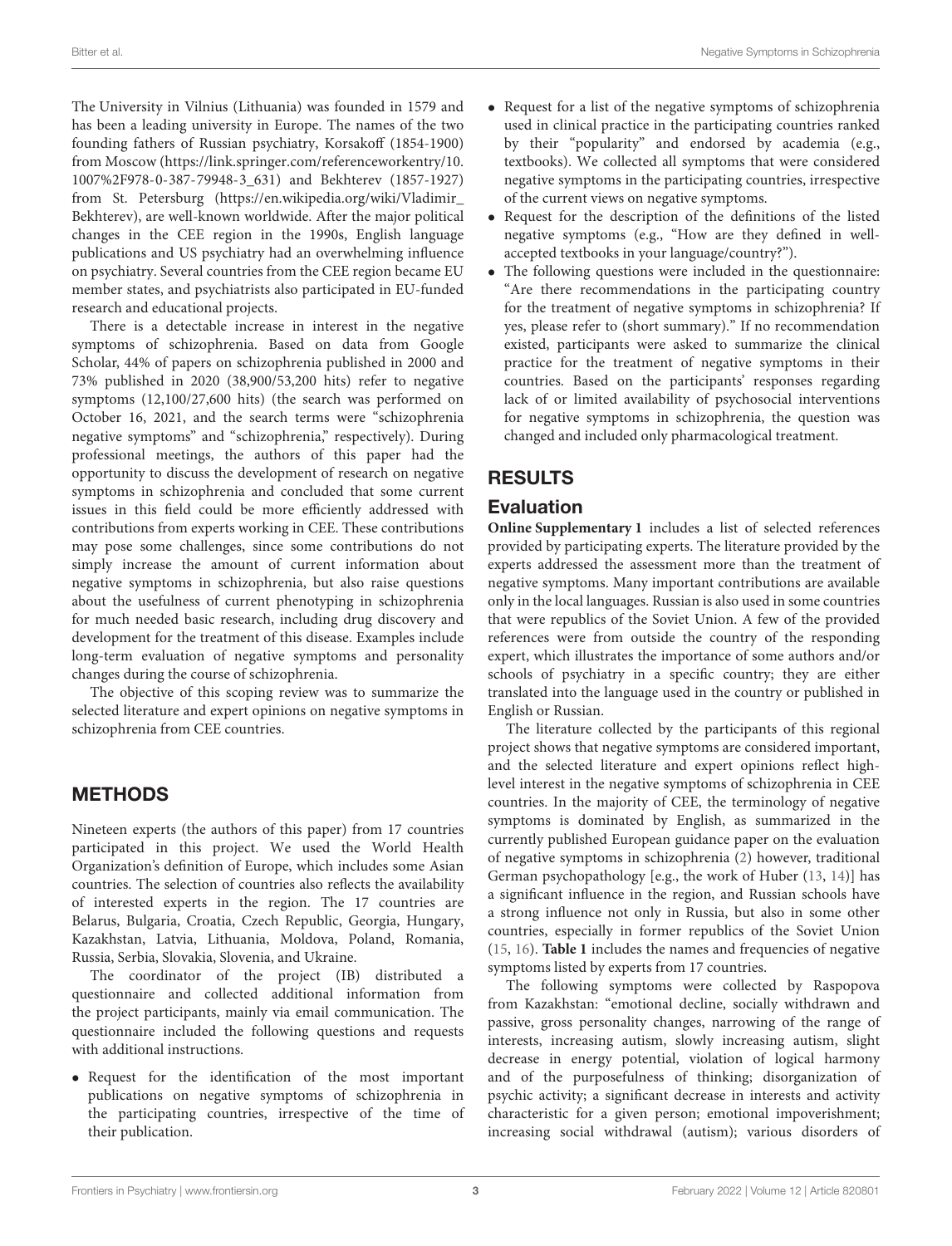The University in Vilnius (Lithuania) was founded in 1579 and has been a leading university in Europe. The names of the two founding fathers of Russian psychiatry, Korsakoff (1854-1900) from Moscow (https://link.springer.com/referenceworkentry/10.1007%2F978-0-387-79948-3_631) and Bekhterev (1857-1927) from St. Petersburg (https://en.wikipedia.org/wiki/Vladimir_Bekhterev), are well-known worldwide. After the major political changes in the CEE region in the 1990s, English language publications and US psychiatry had an overwhelming influence on psychiatry. Several countries from the CEE region became EU member states, and psychiatrists also participated in EU-funded research and educational projects.

There is a detectable increase in interest in the negative symptoms of schizophrenia. Based on data from Google Scholar, 44% of papers on schizophrenia published in 2000 and 73% published in 2020 (38,900/53,200 hits) refer to negative symptoms (12,100/27,600 hits) (the search was performed on October 16, 2021, and the search terms were "schizophrenia negative symptoms" and "schizophrenia," respectively). During professional meetings, the authors of this paper had the opportunity to discuss the development of research on negative symptoms in schizophrenia and concluded that some current issues in this field could be more efficiently addressed with contributions from experts working in CEE. These contributions may pose some challenges, since some contributions do not simply increase the amount of current information about negative symptoms in schizophrenia, but also raise questions about the usefulness of current phenotyping in schizophrenia for much needed basic research, including drug discovery and development for the treatment of this disease. Examples include long-term evaluation of negative symptoms and personality changes during the course of schizophrenia.

The objective of this scoping review was to summarize the selected literature and expert opinions on negative symptoms in schizophrenia from CEE countries.

## METHODS

Nineteen experts (the authors of this paper) from 17 countries participated in this project. We used the World Health Organization's definition of Europe, which includes some Asian countries. The selection of countries also reflects the availability of interested experts in the region. The 17 countries are Belarus, Bulgaria, Croatia, Czech Republic, Georgia, Hungary, Kazakhstan, Latvia, Lithuania, Moldova, Poland, Romania, Russia, Serbia, Slovakia, Slovenia, and Ukraine.

The coordinator of the project (IB) distributed a questionnaire and collected additional information from the project participants, mainly via email communication. The questionnaire included the following questions and requests with additional instructions.

- Request for the identification of the most important publications on negative symptoms of schizophrenia in the participating countries, irrespective of the time of their publication.
- Request for a list of the negative symptoms of schizophrenia used in clinical practice in the participating countries ranked by their "popularity" and endorsed by academia (e.g., textbooks). We collected all symptoms that were considered negative symptoms in the participating countries, irrespective of the current views on negative symptoms.
- Request for the description of the definitions of the listed negative symptoms (e.g., "How are they defined in well-accepted textbooks in your language/country?").
- The following questions were included in the questionnaire: "Are there recommendations in the participating country for the treatment of negative symptoms in schizophrenia? If yes, please refer to (short summary)." If no recommendation existed, participants were asked to summarize the clinical practice for the treatment of negative symptoms in their countries. Based on the participants' responses regarding lack of or limited availability of psychosocial interventions for negative symptoms in schizophrenia, the question was changed and included only pharmacological treatment.

## RESULTS

### Evaluation

**Online Supplementary 1** includes a list of selected references provided by participating experts. The literature provided by the experts addressed the assessment more than the treatment of negative symptoms. Many important contributions are available only in the local languages. Russian is also used in some countries that were republics of the Soviet Union. A few of the provided references were from outside the country of the responding expert, which illustrates the importance of some authors and/or schools of psychiatry in a specific country; they are either translated into the language used in the country or published in English or Russian.

The literature collected by the participants of this regional project shows that negative symptoms are considered important, and the selected literature and expert opinions reflect high-level interest in the negative symptoms of schizophrenia in CEE countries. In the majority of CEE, the terminology of negative symptoms is dominated by English, as summarized in the currently published European guidance paper on the evaluation of negative symptoms in schizophrenia (2) however, traditional German psychopathology [e.g., the work of Huber (13, 14)] has a significant influence in the region, and Russian schools have a strong influence not only in Russia, but also in some other countries, especially in former republics of the Soviet Union (15, 16). **Table 1** includes the names and frequencies of negative symptoms listed by experts from 17 countries.

The following symptoms were collected by Raspopova from Kazakhstan: "emotional decline, socially withdrawn and passive, gross personality changes, narrowing of the range of interests, increasing autism, slowly increasing autism, slight decrease in energy potential, violation of logical harmony and of the purposefulness of thinking; disorganization of psychic activity; a significant decrease in interests and activity characteristic for a given person; emotional impoverishment; increasing social withdrawal (autism); various disorders of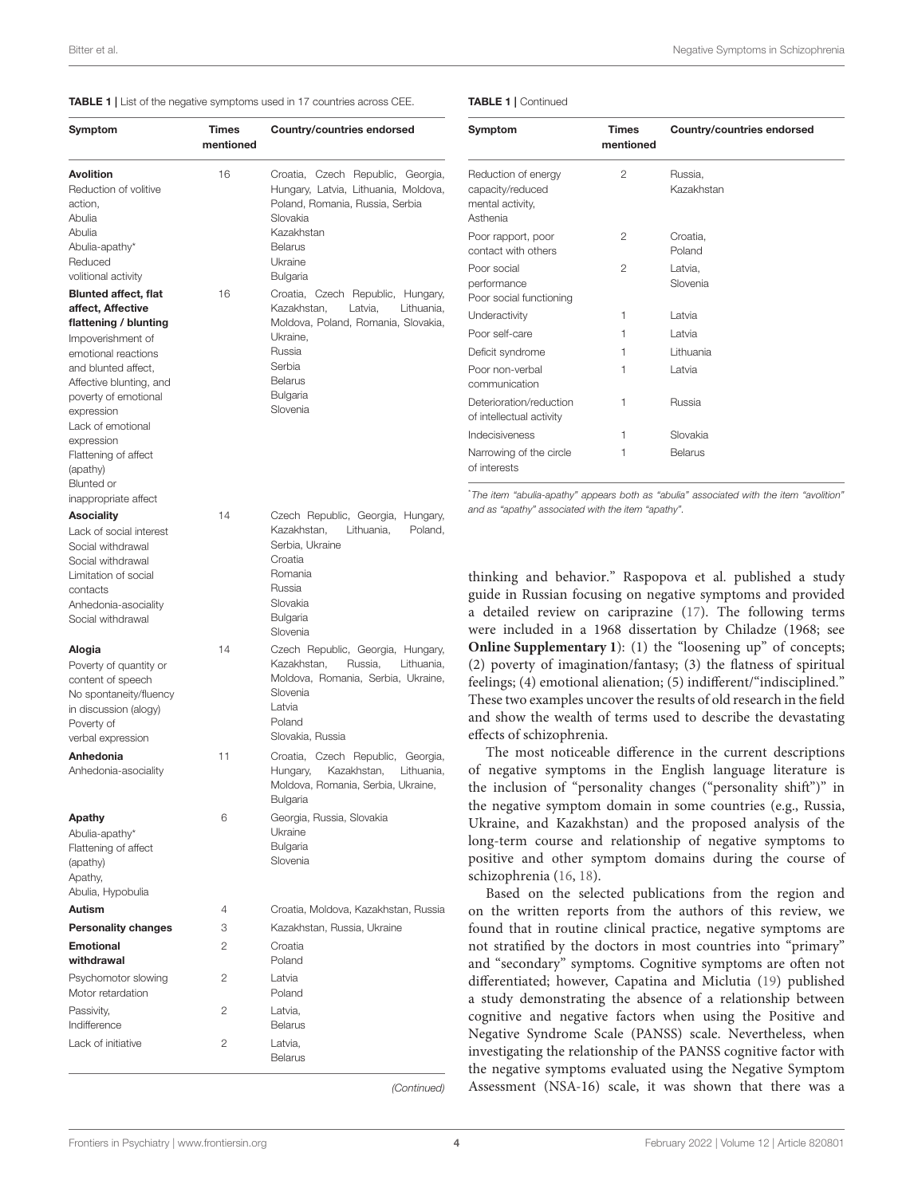**TABLE 1 |** List of the negative symptoms used in 17 countries across CEE.

| Symptom | Times mentioned | Country/countries endorsed |
|---|---|---|
| **Avolition** | 16 | |
| Reduction of volitive action, | | Croatia, Czech Republic, Georgia, Hungary, Latvia, Lithuania, Moldova, Poland, Romania, Russia, Serbia |
| Abulia | | Slovakia |
| Abulia | | Kazakhstan |
| Abulia-apathy* | | Belarus |
| Reduced | | Ukraine |
| volitional activity | | Bulgaria |
| **Blunted affect, flat affect, Affective flattening / blunting** | 16 | Croatia, Czech Republic, Hungary, Kazakhstan, Latvia, Lithuania, Moldova, Poland, Romania, Slovakia, Ukraine, |
| Impoverishment of emotional reactions and blunted affect, | | Russia |
| Affective blunting, and poverty of emotional expression | | Serbia |
| Lack of emotional expression | | Belarus |
| Flattening of affect (apathy) | | Bulgaria |
| Blunted or inappropriate affect | | Slovenia |
| **Asociality** | 14 | |
| Lack of social interest | | Czech Republic, Georgia, Hungary, Kazakhstan, Lithuania, Poland, Serbia, Ukraine |
| Social withdrawal | | Croatia |
| Social withdrawal | | Romania |
| Limitation of social contacts | | Russia |
| Anhedonia-asociality | | Slovakia |
| Social withdrawal | | Bulgaria |
| | | Slovenia |
| **Alogia** | 14 | |
| Poverty of quantity or content of speech | | Czech Republic, Georgia, Hungary, Kazakhstan, Russia, Lithuania, Moldova, Romania, Serbia, Ukraine, |
| No spontaneity/fluency in discussion (alogy) | | Slovenia |
| Poverty of | | Latvia |
| verbal expression | | Poland |
| | | Slovakia, Russia |
| **Anhedonia** | 11 | |
| Anhedonia-asociality | | Croatia, Czech Republic, Georgia, Hungary, Kazakhstan, Lithuania, Moldova, Romania, Serbia, Ukraine, Bulgaria |
| **Apathy** | 6 | |
| Abulia-apathy* | | Georgia, Russia, Slovakia |
| Flattening of affect (apathy) | | Ukraine |
| Apathy, | | Bulgaria |
| Abulia, Hypobulia | | Slovenia |
| **Autism** | 4 | Croatia, Moldova, Kazakhstan, Russia |
| **Personality changes** | 3 | Kazakhstan, Russia, Ukraine |
| **Emotional withdrawal** | 2 | Croatia |
| | | Poland |
| Psychomotor slowing | 2 | Latvia |
| Motor retardation | | Poland |
| Passivity, | 2 | Latvia, |
| Indifference | | Belarus |
| Lack of initiative | 2 | Latvia, Belarus |
| Reduction of energy capacity/reduced mental activity, Asthenia | 2 | Russia, Kazakhstan |
| Poor rapport, poor contact with others | 2 | Croatia, Poland |
| Poor social performance Poor social functioning | 2 | Latvia, Slovenia |
| Underactivity | 1 | Latvia |
| Poor self-care | 1 | Latvia |
| Deficit syndrome | 1 | Lithuania |
| Poor non-verbal communication | 1 | Latvia |
| Deterioration/reduction of intellectual activity | 1 | Russia |
| Indecisiveness | 1 | Slovakia |
| Narrowing of the circle of interests | 1 | Belarus |

*The item "abulia-apathy" appears both as "abulia" associated with the item "avolition" and as "apathy" associated with the item "apathy".

thinking and behavior." Raspopova et al. published a study guide in Russian focusing on negative symptoms and provided a detailed review on cariprazine (17). The following terms were included in a 1968 dissertation by Chiladze (1968; see **Online Supplementary 1**): (1) the "loosening up" of concepts; (2) poverty of imagination/fantasy; (3) the flatness of spiritual feelings; (4) emotional alienation; (5) indifferent/"indisciplined." These two examples uncover the results of old research in the field and show the wealth of terms used to describe the devastating effects of schizophrenia.

The most noticeable difference in the current descriptions of negative symptoms in the English language literature is the inclusion of "personality changes ("personality shift")" in the negative symptom domain in some countries (e.g., Russia, Ukraine, and Kazakhstan) and the proposed analysis of the long-term course and relationship of negative symptoms to positive and other symptom domains during the course of schizophrenia (16, 18).

Based on the selected publications from the region and on the written reports from the authors of this review, we found that in routine clinical practice, negative symptoms are not stratified by the doctors in most countries into "primary" and "secondary" symptoms. Cognitive symptoms are often not differentiated; however, Capatina and Miclutia (19) published a study demonstrating the absence of a relationship between cognitive and negative factors when using the Positive and Negative Syndrome Scale (PANSS) scale. Nevertheless, when investigating the relationship of the PANSS cognitive factor with the negative symptoms evaluated using the Negative Symptom Assessment (NSA-16) scale, it was shown that there was a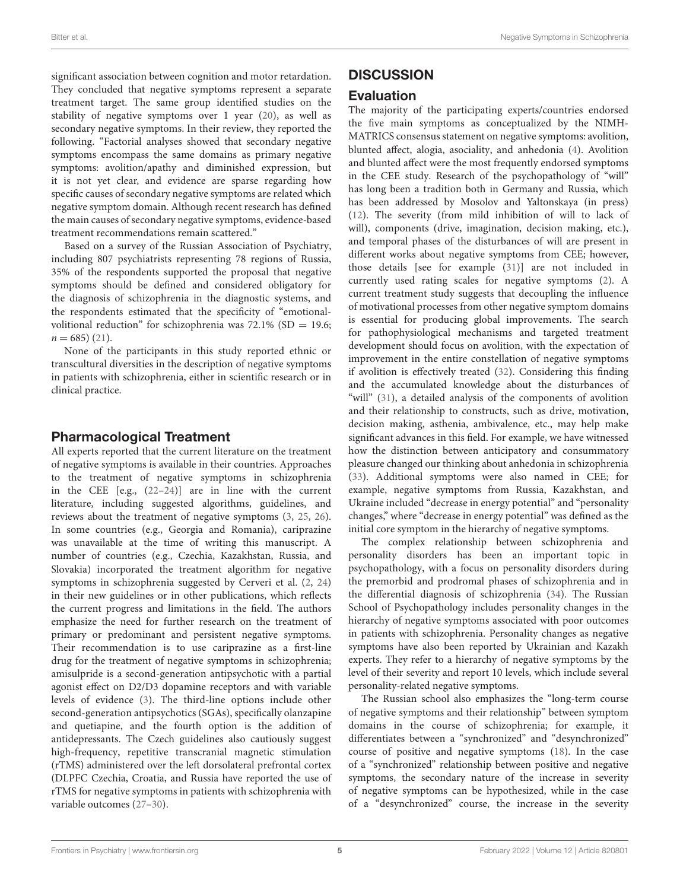significant association between cognition and motor retardation. They concluded that negative symptoms represent a separate treatment target. The same group identified studies on the stability of negative symptoms over 1 year (20), as well as secondary negative symptoms. In their review, they reported the following. "Factorial analyses showed that secondary negative symptoms encompass the same domains as primary negative symptoms: avolition/apathy and diminished expression, but it is not yet clear, and evidence are sparse regarding how specific causes of secondary negative symptoms are related which negative symptom domain. Although recent research has defined the main causes of secondary negative symptoms, evidence-based treatment recommendations remain scattered."

Based on a survey of the Russian Association of Psychiatry, including 807 psychiatrists representing 78 regions of Russia, 35% of the respondents supported the proposal that negative symptoms should be defined and considered obligatory for the diagnosis of schizophrenia in the diagnostic systems, and the respondents estimated that the specificity of "emotional-volitional reduction" for schizophrenia was 72.1% (SD = 19.6; $n = 685$) (21).

None of the participants in this study reported ethnic or transcultural diversities in the description of negative symptoms in patients with schizophrenia, either in scientific research or in clinical practice.

## Pharmacological Treatment

All experts reported that the current literature on the treatment of negative symptoms is available in their countries. Approaches to the treatment of negative symptoms in schizophrenia in the CEE [e.g., (22–24)] are in line with the current literature, including suggested algorithms, guidelines, and reviews about the treatment of negative symptoms (3, 25, 26). In some countries (e.g., Georgia and Romania), cariprazine was unavailable at the time of writing this manuscript. A number of countries (e.g., Czechia, Kazakhstan, Russia, and Slovakia) incorporated the treatment algorithm for negative symptoms in schizophrenia suggested by Cerveri et al. (2, 24) in their new guidelines or in other publications, which reflects the current progress and limitations in the field. The authors emphasize the need for further research on the treatment of primary or predominant and persistent negative symptoms. Their recommendation is to use cariprazine as a first-line drug for the treatment of negative symptoms in schizophrenia; amisulpride is a second-generation antipsychotic with a partial agonist effect on D2/D3 dopamine receptors and with variable levels of evidence (3). The third-line options include other second-generation antipsychotics (SGAs), specifically olanzapine and quetiapine, and the fourth option is the addition of antidepressants. The Czech guidelines also cautiously suggest high-frequency, repetitive transcranial magnetic stimulation (rTMS) administered over the left dorsolateral prefrontal cortex (DLPFC Czechia, Croatia, and Russia have reported the use of rTMS for negative symptoms in patients with schizophrenia with variable outcomes (27–30).

# DISCUSSION

## Evaluation

The majority of the participating experts/countries endorsed the five main symptoms as conceptualized by the NIMH-MATRICS consensus statement on negative symptoms: avolition, blunted affect, alogia, asociality, and anhedonia (4). Avolition and blunted affect were the most frequently endorsed symptoms in the CEE study. Research of the psychopathology of "will" has long been a tradition both in Germany and Russia, which has been addressed by Mosolov and Yaltonskaya (in press) (12). The severity (from mild inhibition of will to lack of will), components (drive, imagination, decision making, etc.), and temporal phases of the disturbances of will are present in different works about negative symptoms from CEE; however, those details [see for example (31)] are not included in currently used rating scales for negative symptoms (2). A current treatment study suggests that decoupling the influence of motivational processes from other negative symptom domains is essential for producing global improvements. The search for pathophysiological mechanisms and targeted treatment development should focus on avolition, with the expectation of improvement in the entire constellation of negative symptoms if avolition is effectively treated (32). Considering this finding and the accumulated knowledge about the disturbances of "will" (31), a detailed analysis of the components of avolition and their relationship to constructs, such as drive, motivation, decision making, asthenia, ambivalence, etc., may help make significant advances in this field. For example, we have witnessed how the distinction between anticipatory and consummatory pleasure changed our thinking about anhedonia in schizophrenia (33). Additional symptoms were also named in CEE; for example, negative symptoms from Russia, Kazakhstan, and Ukraine included "decrease in energy potential" and "personality changes," where "decrease in energy potential" was defined as the initial core symptom in the hierarchy of negative symptoms.

The complex relationship between schizophrenia and personality disorders has been an important topic in psychopathology, with a focus on personality disorders during the premorbid and prodromal phases of schizophrenia and in the differential diagnosis of schizophrenia (34). The Russian School of Psychopathology includes personality changes in the hierarchy of negative symptoms associated with poor outcomes in patients with schizophrenia. Personality changes as negative symptoms have also been reported by Ukrainian and Kazakh experts. They refer to a hierarchy of negative symptoms by the level of their severity and report 10 levels, which include several personality-related negative symptoms.

The Russian school also emphasizes the "long-term course of negative symptoms and their relationship" between symptom domains in the course of schizophrenia; for example, it differentiates between a "synchronized" and "desynchronized" course of positive and negative symptoms (18). In the case of a "synchronized" relationship between positive and negative symptoms, the secondary nature of the increase in severity of negative symptoms can be hypothesized, while in the case of a "desynchronized" course, the increase in the severity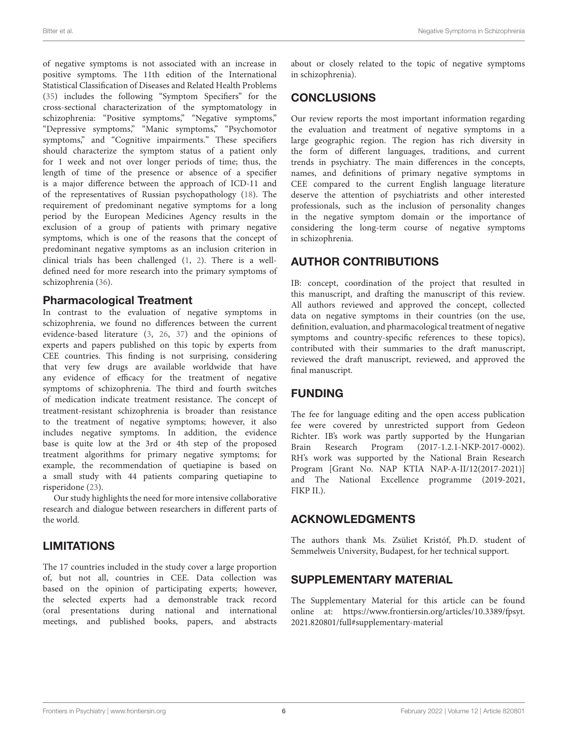of negative symptoms is not associated with an increase in positive symptoms. The 11th edition of the International Statistical Classification of Diseases and Related Health Problems (35) includes the following "Symptom Specifiers" for the cross-sectional characterization of the symptomatology in schizophrenia: "Positive symptoms," "Negative symptoms," "Depressive symptoms," "Manic symptoms," "Psychomotor symptoms," and "Cognitive impairments." These specifiers should characterize the symptom status of a patient only for 1 week and not over longer periods of time; thus, the length of time of the presence or absence of a specifier is a major difference between the approach of ICD-11 and of the representatives of Russian psychopathology (18). The requirement of predominant negative symptoms for a long period by the European Medicines Agency results in the exclusion of a group of patients with primary negative symptoms, which is one of the reasons that the concept of predominant negative symptoms as an inclusion criterion in clinical trials has been challenged (1, 2). There is a well-defined need for more research into the primary symptoms of schizophrenia (36).

### Pharmacological Treatment

In contrast to the evaluation of negative symptoms in schizophrenia, we found no differences between the current evidence-based literature (3, 26, 37) and the opinions of experts and papers published on this topic by experts from CEE countries. This finding is not surprising, considering that very few drugs are available worldwide that have any evidence of efficacy for the treatment of negative symptoms of schizophrenia. The third and fourth switches of medication indicate treatment resistance. The concept of treatment-resistant schizophrenia is broader than resistance to the treatment of negative symptoms; however, it also includes negative symptoms. In addition, the evidence base is quite low at the 3rd or 4th step of the proposed treatment algorithms for primary negative symptoms; for example, the recommendation of quetiapine is based on a small study with 44 patients comparing quetiapine to risperidone (23).

Our study highlights the need for more intensive collaborative research and dialogue between researchers in different parts of the world.

## LIMITATIONS

The 17 countries included in the study cover a large proportion of, but not all, countries in CEE. Data collection was based on the opinion of participating experts; however, the selected experts had a demonstrable track record (oral presentations during national and international meetings, and published books, papers, and abstracts about or closely related to the topic of negative symptoms in schizophrenia).

## CONCLUSIONS

Our review reports the most important information regarding the evaluation and treatment of negative symptoms in a large geographic region. The region has rich diversity in the form of different languages, traditions, and current trends in psychiatry. The main differences in the concepts, names, and definitions of primary negative symptoms in CEE compared to the current English language literature deserve the attention of psychiatrists and other interested professionals, such as the inclusion of personality changes in the negative symptom domain or the importance of considering the long-term course of negative symptoms in schizophrenia.

## AUTHOR CONTRIBUTIONS

IB: concept, coordination of the project that resulted in this manuscript, and drafting the manuscript of this review. All authors reviewed and approved the concept, collected data on negative symptoms in their countries (on the use, definition, evaluation, and pharmacological treatment of negative symptoms and country-specific references to these topics), contributed with their summaries to the draft manuscript, reviewed the draft manuscript, reviewed, and approved the final manuscript.

## FUNDING

The fee for language editing and the open access publication fee were covered by unrestricted support from Gedeon Richter. IB's work was partly supported by the Hungarian Brain Research Program (2017-1.2.1-NKP-2017-0002). RH's work was supported by the National Brain Research Program [Grant No. NAP KTIA NAP-A-II/12(2017-2021)] and The National Excellence programme (2019-2021, FIKP II.).

## ACKNOWLEDGMENTS

The authors thank Ms. Zsüliet Kristóf, Ph.D. student of Semmelweis University, Budapest, for her technical support.

## SUPPLEMENTARY MATERIAL

The Supplementary Material for this article can be found online at: https://www.frontiersin.org/articles/10.3389/fpsyt.2021.820801/full#supplementary-material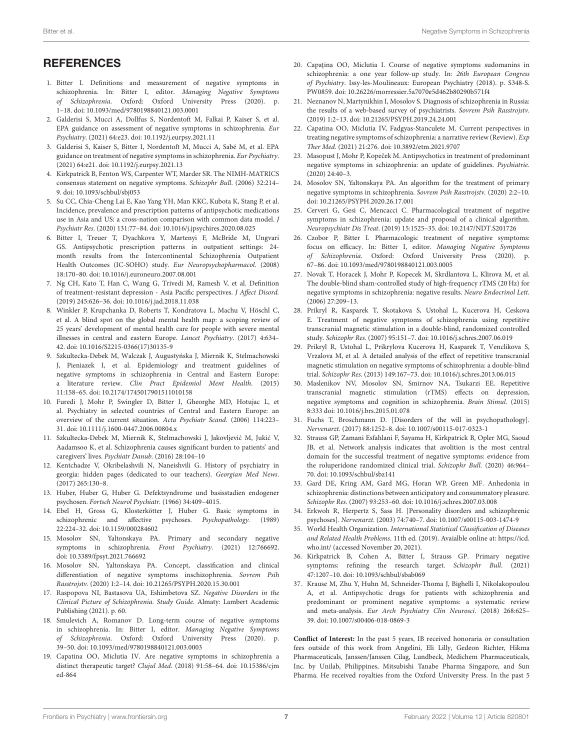## REFERENCES

1. Bitter I. Definitions and measurement of negative symptoms in schizophrenia. In: Bitter I, editor. *Managing Negative Symptoms of Schizophrenia*. Oxford: Oxford University Press (2020). p. 1–18. doi: 10.1093/med/9780198840121.003.0001
2. Galderisi S, Mucci A, Dollfus S, Nordentoft M, Falkai P, Kaiser S, et al. EPA guidance on assessment of negative symptoms in schizophrenia. *Eur Psychiatry*. (2021) 64:e23. doi: 10.1192/j.eurpsy.2021.11
3. Galderisi S, Kaiser S, Bitter I, Nordentoft M, Mucci A, Sabé M, et al. EPA guidance on treatment of negative symptoms in schizophrenia. *Eur Psychiatry*. (2021) 64:e21. doi: 10.1192/j.eurpsy.2021.13
4. Kirkpatrick B, Fenton WS, Carpenter WT, Marder SR. The NIMH-MATRICS consensus statement on negative symptoms. *Schizophr Bull*. (2006) 32:214–9. doi: 10.1093/schbul/sbj053
5. Su CC, Chia-Cheng Lai E, Kao Yang YH, Man KKC, Kubota K, Stang P, et al. Incidence, prevalence and prescription patterns of antipsychotic medications use in Asia and US: a cross-nation comparison with common data model. *J Psychiatr Res*. (2020) 131:77–84. doi: 10.1016/j.jpsychires.2020.08.025
6. Bitter I, Treuer T, Dyachkova Y, Martenyi F, McBride M, Ungvari GS. Antipsychotic prescription patterns in outpatient settings: 24-month results from the Intercontinental Schizophrenia Outpatient Health Outcomes (IC-SOHO) study. *Eur Neuropsychopharmacol*. (2008) 18:170–80. doi: 10.1016/j.euroneuro.2007.08.001
7. Ng CH, Kato T, Han C, Wang G, Trivedi M, Ramesh V, et al. Definition of treatment-resistant depression - Asia Pacific perspectives. *J Affect Disord*. (2019) 245:626–36. doi: 10.1016/j.jad.2018.11.038
8. Winkler P, Krupchanka D, Roberts T, Kondratova L, Machu V, Höschl C, et al. A blind spot on the global mental health map: a scoping review of 25 years' development of mental health care for people with severe mental illnesses in central and eastern Europe. *Lancet Psychiatry*. (2017) 4:634–42. doi: 10.1016/S2215-0366(17)30135-9
9. Szkultecka-Debek M, Walczak J, Augustyńska J, Miernik K, Stelmachowski J, Pieniazek I, et al. Epidemiology and treatment guidelines of negative symptoms in schizophrenia in Central and Eastern Europe: a literature review. *Clin Pract Epidemiol Ment Health*. (2015) 11:158–65. doi: 10.2174/1745017901511010158
10. Furedi J, Mohr P, Swingler D, Bitter I, Gheorghe MD, Hotujac L, et al. Psychiatry in selected countries of Central and Eastern Europe: an overview of the current situation. *Acta Psychiatr Scand*. (2006) 114:223–31. doi: 10.1111/j.1600-0447.2006.00804.x
11. Szkultecka-Debek M, Miernik K, Stelmachowski J, Jakovljević M, Jukić V, Aadamsoo K, et al. Schizophrenia causes significant burden to patients' and caregivers' lives. *Psychiatr Danub*. (2016) 28:104–10
12. Kentchadze V, Okribelashvili N, Naneishvili G. History of psychiatry in georgia: hidden pages (dedicated to our teachers). *Georgian Med News*. (2017) 265:130–8.
13. Huber, Huber G, Huber G. Defektsyndrome und basisstadien endogener psychosen. *Fortsch Neurol Psychiatr*. (1966) 34:409–4015.
14. Ebel H, Gross G, Klosterkötter J, Huber G. Basic symptoms in schizophrenic and affective psychoses. *Psychopathology*. (1989) 22:224–32. doi: 10.1159/000284602
15. Mosolov SN, Yaltonskaya PA. Primary and secondary negative symptoms in schizophrenia. *Front Psychiatry*. (2021) 12:766692. doi: 10.3389/fpsyt.2021.766692
16. Mosolov SN, Yaltonskaya PA. Concept, classification and clinical differentiation of negative symptoms inschizophrenia. *Sovrem Psih Rasstrojstv*. (2020) 1:2–14. doi: 10.21265/PSYPH.2020.15.30.001
17. Raspopova NI, Bastasova UA, Eshimbetova SZ. *Negative Disorders in the Clinical Picture of Schizophrenia. Study Guide*. Almaty: Lambert Academic Publishing (2021). p. 60.
18. Smulevich A, Romanov D. Long-term course of negative symptoms in schizophrenia. In: Bitter I, editor. *Managing Negative Symptoms of Schizophrenia*. Oxford: Oxford University Press (2020). p. 39–50. doi: 10.1093/med/9780198840121.003.0003
19. Capatina OO, Miclutia IV. Are negative symptoms in schizophrenia a distinct therapeutic target? *Clujul Med*. (2018) 91:58–64. doi: 10.15386/cjmed-864
20. Capaţina OO, Miclutia I. Course of negative symptoms sudomanins in schizophrenia: a one year follow-up study. In: *26th European Congress of Psychiatry*. Issy-les-Moulineaux: European Psychiatry (2018). p. S348-S. PW0859. doi: 10.26226/morressier.5a7070e5d462b80290b571f4
21. Neznanov N, Martynikhin I, Mosolov S. Diagnosis of schizophrenia in Russia: the results of a web-based survey of psychiatrists. *Sovrem Psih Rasstrojstv*. (2019) 1:2–13. doi: 10.21265/PSYPH.2019.24.24.001
22. Capatina OO, Miclutia IV, Fadgyas-Stanculete M. Current perspectives in treating negative symptoms of schizophrenia: a narrative review (Review). *Exp Ther Med*. (2021) 21:276. doi: 10.3892/etm.2021.9707
23. Masopust J, Mohr P, Kopeček M. Antipsychotics in treatment of predominant negative symptoms in schizophrenia: an update of guidelines. *Psychiatrie*. (2020) 24:40–3.
24. Mosolov SN, Yaltonskaya PA. An algorithm for the treatment of primary negative symptoms in schizophrenia. *Sovrem Psih Rasstrojstv*. (2020) 2:2–10. doi: 10.21265/PSYPH.2020.26.17.001
25. Cerveri G, Gesi C, Mencacci C. Pharmacological treatment of negative symptoms in schizophrenia: update and proposal of a clinical algorithm. *Neuropsychiatr Dis Treat*. (2019) 15:1525–35. doi: 10.2147/NDT.S201726
26. Czobor P, Bitter I. Pharmacologic treatment of negative symptoms: focus on efficacy. In: Bitter I, editor. *Managing Negative Symptoms of Schizophrenia*. Oxford: Oxford University Press (2020). p. 67–86. doi: 10.1093/med/9780198840121.003.0005
27. Novak T, Horacek J, Mohr P, Kopecek M, Skrdlantova L, Klirova M, et al. The double-blind sham-controlled study of high-frequency rTMS (20 Hz) for negative symptoms in schizophrenia: negative results. *Neuro Endocrinol Lett*. (2006) 27:209–13.
28. Prikryl R, Kasparek T, Skotakova S, Ustohal L, Kucerova H, Ceskova E. Treatment of negative symptoms of schizophrenia using repetitive transcranial magnetic stimulation in a double-blind, randomized controlled study. *Schizophr Res*. (2007) 95:151–7. doi: 10.1016/j.schres.2007.06.019
29. Prikryl R, Ustohal L, Prikrylova Kucerova H, Kasparek T, Venclikova S, Vrzalova M, et al. A detailed analysis of the effect of repetitive transcranial magnetic stimulation on negative symptoms of schizophrenia: a double-blind trial. *Schizophr Res*. (2013) 149:167–73. doi: 10.1016/j.schres.2013.06.015
30. Maslenikov NV, Mosolov SN, Smirnov NA, Tsukarzi EE. Repetitive transcranial magnetic stimulation (rTMS) effects on depression, negative symptoms and cognition in schizophrenia. *Brain Stimul*. (2015) 8:333 doi: 10.1016/j.brs.2015.01.078
31. Fuchs T, Broschmann D. [Disorders of the will in psychopathology]. *Nervenarzt*. (2017) 88:1252–8. doi: 10.1007/s00115-017-0323-1
32. Strauss GP, Zamani Esfahlani F, Sayama H, Kirkpatrick B, Opler MG, Saoud JB, et al. Network analysis indicates that avolition is the most central domain for the successful treatment of negative symptoms: evidence from the roluperidone randomized clinical trial. *Schizophr Bull*. (2020) 46:964–70. doi: 10.1093/schbul/sbz141
33. Gard DE, Kring AM, Gard MG, Horan WP, Green MF. Anhedonia in schizophrenia: distinctions between anticipatory and consummatory pleasure. *Schizophr Res*. (2007) 93:253–60. doi: 10.1016/j.schres.2007.03.008
34. Erkwoh R, Herpertz S, Sass H. [Personality disorders and schizophrenic psychoses]. *Nervenarzt*. (2003) 74:740–7. doi: 10.1007/s00115-003-1474-9
35. World Health Organization. *International Statistical Classification of Diseases and Related Health Problems*. 11th ed. (2019). Avaialble online at: https://icd.who.int/ (accessed November 20, 2021).
36. Kirkpatrick B, Cohen A, Bitter I, Strauss GP. Primary negative symptoms: refining the research target. *Schizophr Bull*. (2021) 47:1207–10. doi: 10.1093/schbul/sbab069
37. Krause M, Zhu Y, Huhn M, Schneider-Thoma J, Bighelli I, Nikolakopoulou A, et al. Antipsychotic drugs for patients with schizophrenia and predominant or prominent negative symptoms: a systematic review and meta-analysis. *Eur Arch Psychiatry Clin Neurosci*. (2018) 268:625–39. doi: 10.1007/s00406-018-0869-3

**Conflict of Interest:** In the past 5 years, IB received honoraria or consultation fees outside of this work from Angelini, Eli Lilly, Gedeon Richter, Hikma Pharmaceuticals, Janssen/Janssen Cilag, Lundbeck, Medichem Pharmaceuticals, Inc. by Unilab, Philippines, Mitsubishi Tanabe Pharma Singapore, and Sun Pharma. He received royalties from the Oxford University Press. In the past 5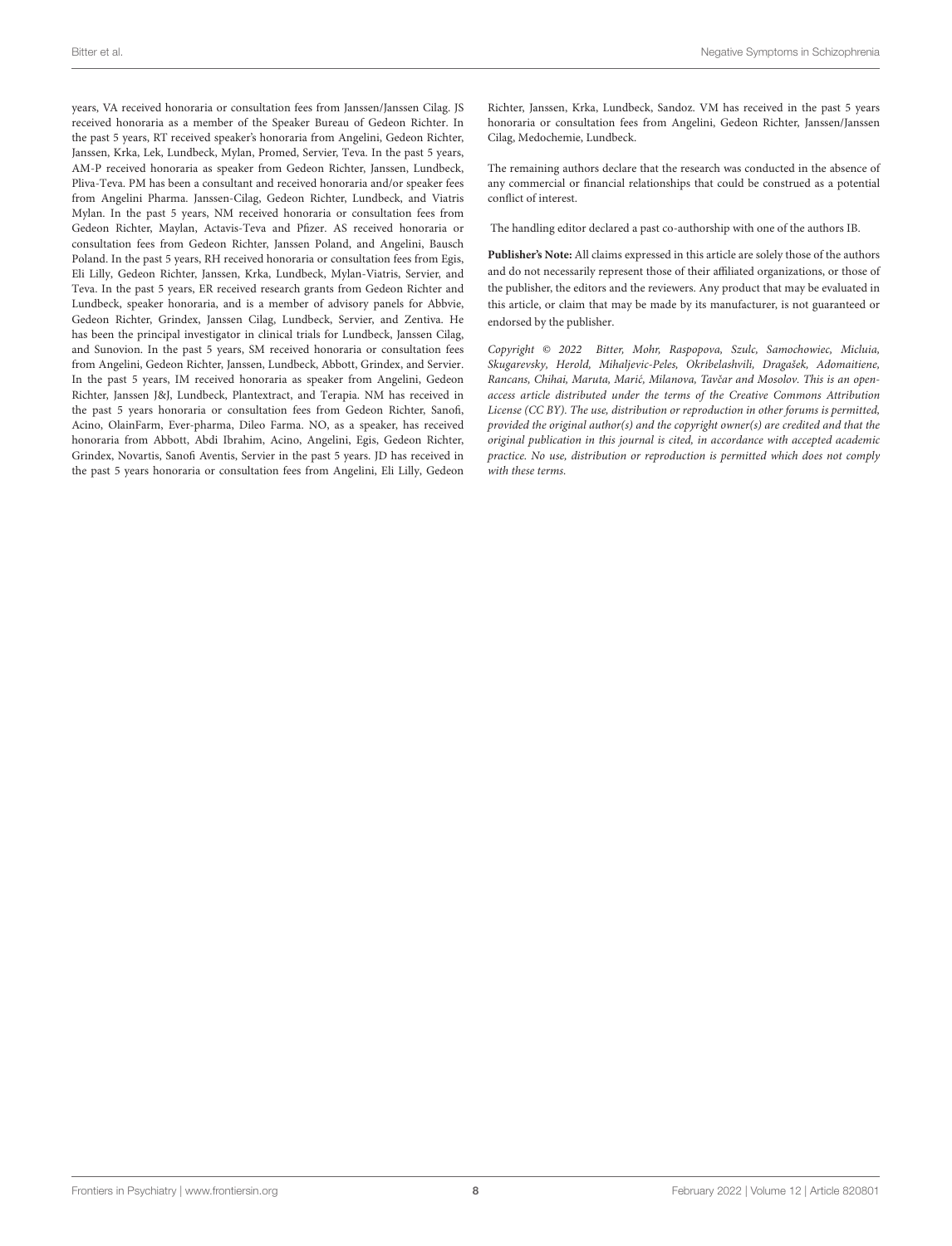years, VA received honoraria or consultation fees from Janssen/Janssen Cilag. JS received honoraria as a member of the Speaker Bureau of Gedeon Richter. In the past 5 years, RT received speaker's honoraria from Angelini, Gedeon Richter, Janssen, Krka, Lek, Lundbeck, Mylan, Promed, Servier, Teva. In the past 5 years, AM-P received honoraria as speaker from Gedeon Richter, Janssen, Lundbeck, Pliva-Teva. PM has been a consultant and received honoraria and/or speaker fees from Angelini Pharma. Janssen-Cilag, Gedeon Richter, Lundbeck, and Viatris Mylan. In the past 5 years, NM received honoraria or consultation fees from Gedeon Richter, Maylan, Actavis-Teva and Pfizer. AS received honoraria or consultation fees from Gedeon Richter, Janssen Poland, and Angelini, Bausch Poland. In the past 5 years, RH received honoraria or consultation fees from Egis, Eli Lilly, Gedeon Richter, Janssen, Krka, Lundbeck, Mylan-Viatris, Servier, and Teva. In the past 5 years, ER received research grants from Gedeon Richter and Lundbeck, speaker honoraria, and is a member of advisory panels for Abbvie, Gedeon Richter, Grindex, Janssen Cilag, Lundbeck, Servier, and Zentiva. He has been the principal investigator in clinical trials for Lundbeck, Janssen Cilag, and Sunovion. In the past 5 years, SM received honoraria or consultation fees from Angelini, Gedeon Richter, Janssen, Lundbeck, Abbott, Grindex, and Servier. In the past 5 years, IM received honoraria as speaker from Angelini, Gedeon Richter, Janssen J&J, Lundbeck, Plantextract, and Terapia. NM has received in the past 5 years honoraria or consultation fees from Gedeon Richter, Sanofi, Acino, OlainFarm, Ever-pharma, Dileo Farma. NO, as a speaker, has received honoraria from Abbott, Abdi Ibrahim, Acino, Angelini, Egis, Gedeon Richter, Grindex, Novartis, Sanofi Aventis, Servier in the past 5 years. JD has received in the past 5 years honoraria or consultation fees from Angelini, Eli Lilly, Gedeon Richter, Janssen, Krka, Lundbeck, Sandoz. VM has received in the past 5 years honoraria or consultation fees from Angelini, Gedeon Richter, Janssen/Janssen Cilag, Medochemie, Lundbeck.

The remaining authors declare that the research was conducted in the absence of any commercial or financial relationships that could be construed as a potential conflict of interest.

The handling editor declared a past co-authorship with one of the authors IB.

**Publisher's Note:** All claims expressed in this article are solely those of the authors and do not necessarily represent those of their affiliated organizations, or those of the publisher, the editors and the reviewers. Any product that may be evaluated in this article, or claim that may be made by its manufacturer, is not guaranteed or endorsed by the publisher.

*Copyright © 2022 Bitter, Mohr, Raspopova, Szulc, Samochowiec, Micluia, Skugarevsky, Herold, Mihaljevic-Peles, Okribelashvili, Dragašek, Adomaitiene, Rancans, Chihai, Maruta, Marić, Milanova, Tavčar and Mosolov. This is an open-access article distributed under the terms of the Creative Commons Attribution License (CC BY). The use, distribution or reproduction in other forums is permitted, provided the original author(s) and the copyright owner(s) are credited and that the original publication in this journal is cited, in accordance with accepted academic practice. No use, distribution or reproduction is permitted which does not comply with these terms.*